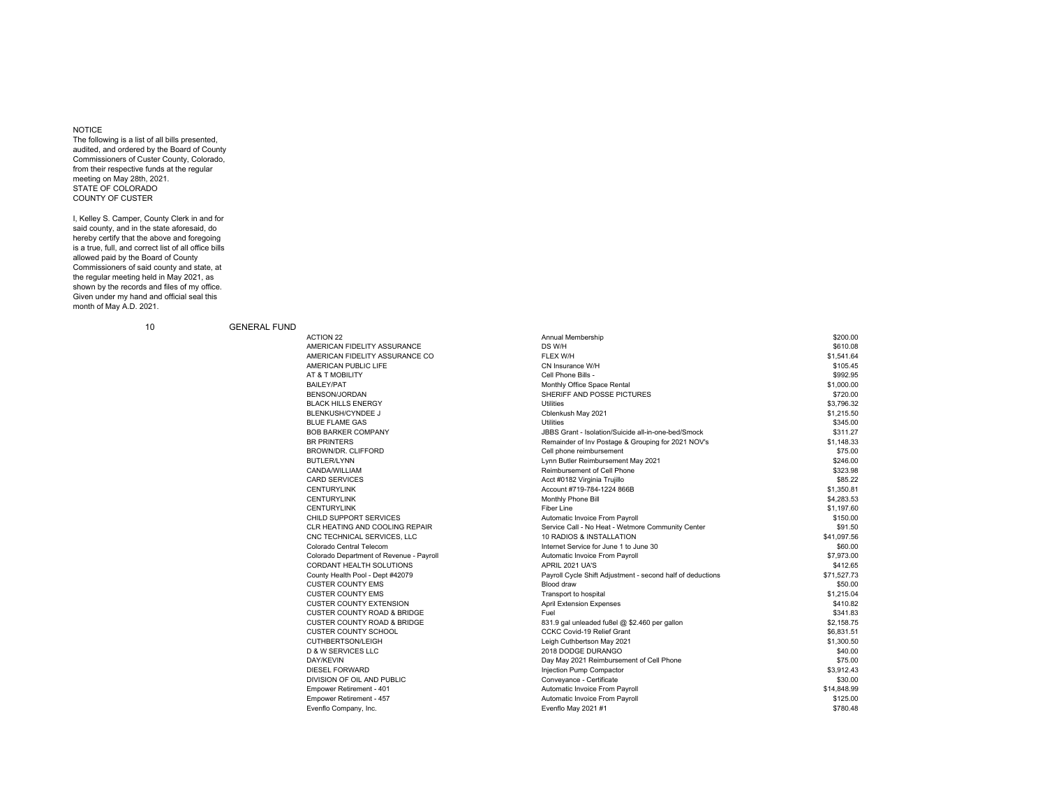NOTICE
The following is a list of all bills presented, audited, and ordered by the Board of County Commissioners of Custer County, Colorado, from their respective funds at the regular meeting on May 28th, 2021.
STATE OF COLORADO
COUNTY OF CUSTER

I, Kelley S. Camper, County Clerk in and for said county, and in the state aforesaid, do hereby certify that the above and foregoing is a true, full, and correct list of all office bills allowed paid by the Board of County Commissioners of said county and state, at the regular meeting held in May 2021, as shown by the records and files of my office. Given under my hand and official seal this month of May A.D. 2021.

10 GENERAL FUND

| Vendor | Description | Amount |
|---|---|---|
| ACTION 22 | Annual Membership | $200.00 |
| AMERICAN FIDELITY ASSURANCE | DS W/H | $610.08 |
| AMERICAN FIDELITY ASSURANCE CO | FLEX W/H | $1,541.64 |
| AMERICAN PUBLIC LIFE | CN Insurance W/H | $105.45 |
| AT & T MOBILITY | Cell Phone Bills - | $992.95 |
| BAILEY/PAT | Monthly Office Space Rental | $1,000.00 |
| BENSON/JORDAN | SHERIFF AND POSSE PICTURES | $720.00 |
| BLACK HILLS ENERGY | Utilities | $3,796.32 |
| BLENKUSH/CYNDEE J | Cblenkush May 2021 | $1,215.50 |
| BLUE FLAME GAS | Utilities | $345.00 |
| BOB BARKER COMPANY | JBBS Grant - Isolation/Suicide all-in-one-bed/Smock | $311.27 |
| BR PRINTERS | Remainder of Inv Postage & Grouping for 2021 NOV's | $1,148.33 |
| BROWN/DR. CLIFFORD | Cell phone reimbursement | $75.00 |
| BUTLER/LYNN | Lynn Butler Reimbursement May 2021 | $246.00 |
| CANDA/WILLIAM | Reimbursement of Cell Phone | $323.98 |
| CARD SERVICES | Acct #0182 Virginia Trujillo | $85.22 |
| CENTURYLINK | Account #719-784-1224 866B | $1,350.81 |
| CENTURYLINK | Monthly Phone Bill | $4,283.53 |
| CENTURYLINK | Fiber Line | $1,197.60 |
| CHILD SUPPORT SERVICES | Automatic Invoice From Payroll | $150.00 |
| CLR HEATING AND COOLING REPAIR | Service Call - No Heat - Wetmore Community Center | $91.50 |
| CNC TECHNICAL SERVICES, LLC | 10 RADIOS & INSTALLATION | $41,097.56 |
| Colorado Central Telecom | Internet Service for June 1 to June 30 | $60.00 |
| Colorado Department of Revenue - Payroll | Automatic Invoice From Payroll | $7,973.00 |
| CORDANT HEALTH SOLUTIONS | APRIL 2021 UA'S | $412.65 |
| County Health Pool - Dept #42079 | Payroll Cycle Shift Adjustment - second half of deductions | $71,527.73 |
| CUSTER COUNTY EMS | Blood draw | $50.00 |
| CUSTER COUNTY EMS | Transport to hospital | $1,215.04 |
| CUSTER COUNTY EXTENSION | April Extension Expenses | $410.82 |
| CUSTER COUNTY ROAD & BRIDGE | Fuel | $341.83 |
| CUSTER COUNTY ROAD & BRIDGE | 831.9 gal unleaded fu8el @ $2.460 per gallon | $2,158.75 |
| CUSTER COUNTY SCHOOL | CCKC Covid-19 Relief Grant | $6,831.51 |
| CUTHBERTSON/LEIGH | Leigh Cuthbertson May 2021 | $1,300.50 |
| D & W SERVICES LLC | 2018 DODGE DURANGO | $40.00 |
| DAY/KEVIN | Day May 2021 Reimbursement of Cell Phone | $75.00 |
| DIESEL FORWARD | Injection Pump Compactor | $3,912.43 |
| DIVISION OF OIL AND PUBLIC | Conveyance - Certificate | $30.00 |
| Empower Retirement - 401 | Automatic Invoice From Payroll | $14,848.99 |
| Empower Retirement - 457 | Automatic Invoice From Payroll | $125.00 |
| Evenflo Company, Inc. | Evenflo May 2021 #1 | $780.48 |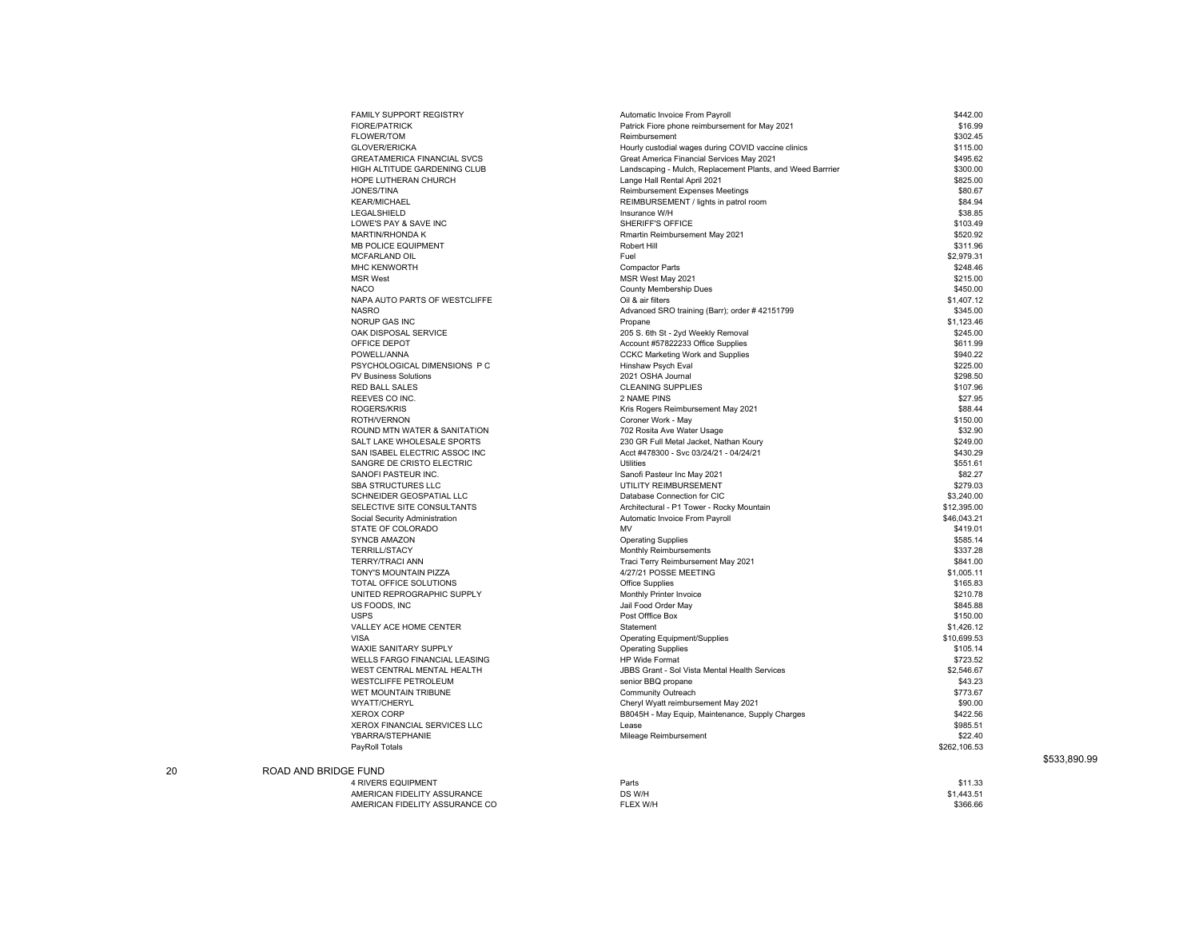| Vendor | Description | Amount | Fund Total |
|---|---|---|---|
| FAMILY SUPPORT REGISTRY | Automatic Invoice From Payroll | $442.00 | |
| FIORE/PATRICK | Patrick Fiore phone reimbursement for May 2021 | $16.99 | |
| FLOWER/TOM | Reimbursement | $302.45 | |
| GLOVER/ERICKA | Hourly custodial wages during COVID vaccine clinics | $115.00 | |
| GREATAMERICA FINANCIAL SVCS | Great America Financial Services May 2021 | $495.62 | |
| HIGH ALTITUDE GARDENING CLUB | Landscaping - Mulch, Replacement Plants, and Weed Barrrier | $300.00 | |
| HOPE LUTHERAN CHURCH | Lange Hall Rental April 2021 | $825.00 | |
| JONES/TINA | Reimbursement Expenses Meetings | $80.67 | |
| KEAR/MICHAEL | REIMBURSEMENT / lights in patrol room | $84.94 | |
| LEGALSHIELD | Insurance W/H | $38.85 | |
| LOWE'S PAY & SAVE INC | SHERIFF'S OFFICE | $103.49 | |
| MARTIN/RHONDA K | Rmartin Reimbursement May 2021 | $520.92 | |
| MB POLICE EQUIPMENT | Robert Hill | $311.96 | |
| MCFARLAND OIL | Fuel | $2,979.31 | |
| MHC KENWORTH | Compactor Parts | $248.46 | |
| MSR West | MSR West May 2021 | $215.00 | |
| NACO | County Membership Dues | $450.00 | |
| NAPA AUTO PARTS OF WESTCLIFFE | Oil & air filters | $1,407.12 | |
| NASRO | Advanced SRO training (Barr); order # 42151799 | $345.00 | |
| NORUP GAS INC | Propane | $1,123.46 | |
| OAK DISPOSAL SERVICE | 205 S. 6th St - 2yd Weekly Removal | $245.00 | |
| OFFICE DEPOT | Account #57822233 Office Supplies | $611.99 | |
| POWELL/ANNA | CCKC Marketing Work and Supplies | $940.22 | |
| PSYCHOLOGICAL DIMENSIONS P C | Hinshaw Psych Eval | $225.00 | |
| PV Business Solutions | 2021 OSHA Journal | $298.50 | |
| RED BALL SALES | CLEANING SUPPLIES | $107.96 | |
| REEVES CO INC. | 2 NAME PINS | $27.95 | |
| ROGERS/KRIS | Kris Rogers Reimbursement May 2021 | $88.44 | |
| ROTH/VERNON | Coroner Work - May | $150.00 | |
| ROUND MTN WATER & SANITATION | 702 Rosita Ave Water Usage | $32.90 | |
| SALT LAKE WHOLESALE SPORTS | 230 GR Full Metal Jacket, Nathan Koury | $249.00 | |
| SAN ISABEL ELECTRIC ASSOC INC | Acct #478300 - Svc 03/24/21 - 04/24/21 | $430.29 | |
| SANGRE DE CRISTO ELECTRIC | Utilities | $551.61 | |
| SANOFI PASTEUR INC. | Sanofi Pasteur Inc May 2021 | $82.27 | |
| SBA STRUCTURES LLC | UTILITY REIMBURSEMENT | $279.03 | |
| SCHNEIDER GEOSPATIAL LLC | Database Connection for CIC | $3,240.00 | |
| SELECTIVE SITE CONSULTANTS | Architectural - P1 Tower - Rocky Mountain | $12,395.00 | |
| Social Security Administration | Automatic Invoice From Payroll | $46,043.21 | |
| STATE OF COLORADO | MV | $419.01 | |
| SYNCB AMAZON | Operating Supplies | $585.14 | |
| TERRILL/STACY | Monthly Reimbursements | $337.28 | |
| TERRY/TRACI ANN | Traci Terry Reimbursement May 2021 | $841.00 | |
| TONY'S MOUNTAIN PIZZA | 4/27/21 POSSE MEETING | $1,005.11 | |
| TOTAL OFFICE SOLUTIONS | Office Supplies | $165.83 | |
| UNITED REPROGRAPHIC SUPPLY | Monthly Printer Invoice | $210.78 | |
| US FOODS, INC | Jail Food Order May | $845.88 | |
| USPS | Post Offfice Box | $150.00 | |
| VALLEY ACE HOME CENTER | Statement | $1,426.12 | |
| VISA | Operating Equipment/Supplies | $10,699.53 | |
| WAXIE SANITARY SUPPLY | Operating Supplies | $105.14 | |
| WELLS FARGO FINANCIAL LEASING | HP Wide Format | $723.52 | |
| WEST CENTRAL MENTAL HEALTH | JBBS Grant - Sol Vista Mental Health Services | $2,546.67 | |
| WESTCLIFFE PETROLEUM | senior BBQ propane | $43.23 | |
| WET MOUNTAIN TRIBUNE | Community Outreach | $773.67 | |
| WYATT/CHERYL | Cheryl Wyatt reimbursement May 2021 | $90.00 | |
| XEROX CORP | B8045H - May Equip, Maintenance, Supply Charges | $422.56 | |
| XEROX FINANCIAL SERVICES LLC | Lease | $985.51 | |
| YBARRA/STEPHANIE | Mileage Reimbursement | $22.40 | |
| PayRoll Totals | | $262,106.53 | |
| | | | $533,890.99 |

20 ROAD AND BRIDGE FUND

| Vendor | Description | Amount |
|---|---|---|
| 4 RIVERS EQUIPMENT | Parts | $11.33 |
| AMERICAN FIDELITY ASSURANCE | DS W/H | $1,443.51 |
| AMERICAN FIDELITY ASSURANCE CO | FLEX W/H | $366.66 |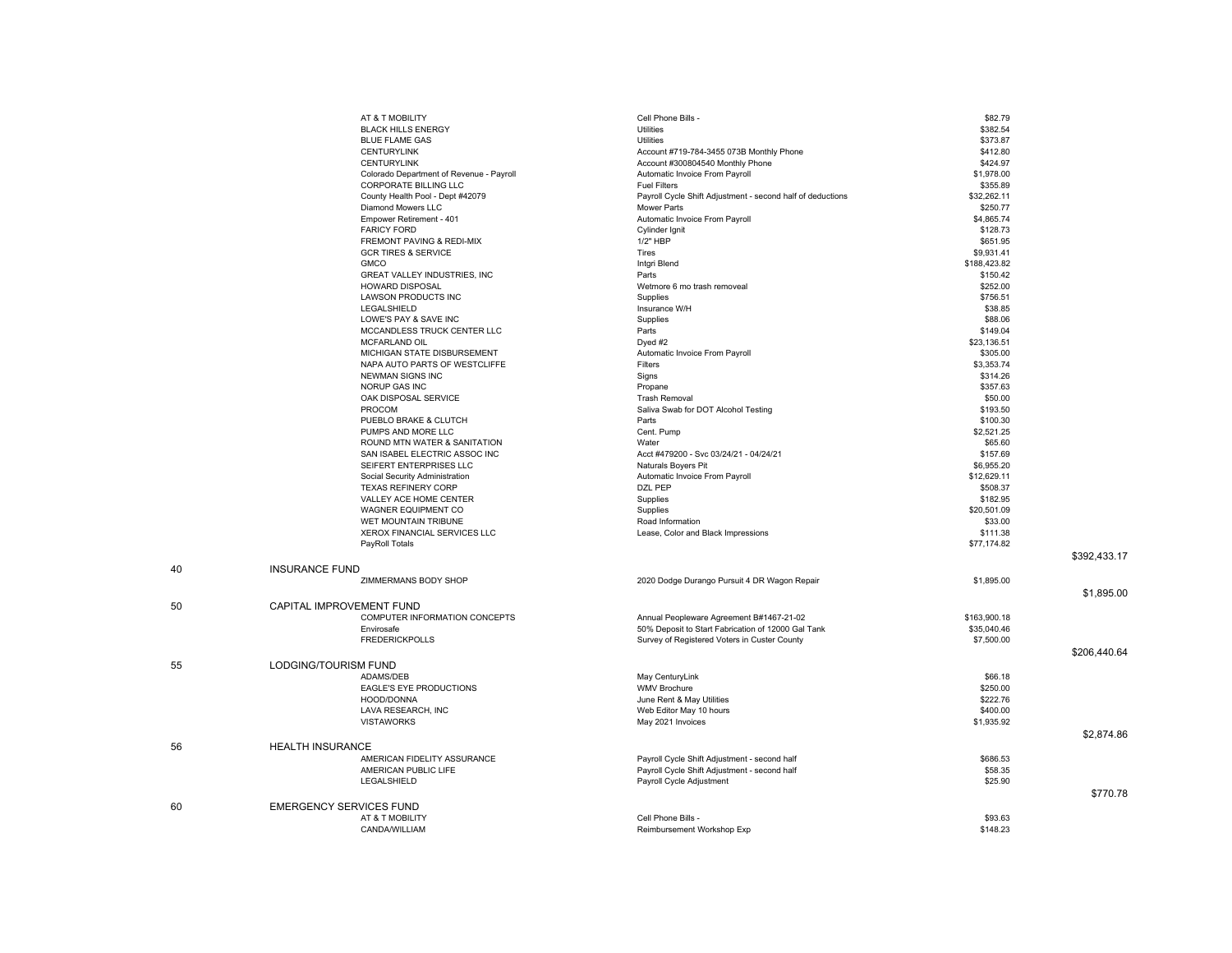| Fund | Fund Name | Vendor | Description | Amount | Fund Total |
|---|---|---|---|---|---|
| | | AT & T MOBILITY | Cell Phone Bills - | $82.79 | |
| | | BLACK HILLS ENERGY | Utilities | $382.54 | |
| | | BLUE FLAME GAS | Utilities | $373.87 | |
| | | CENTURYLINK | Account #719-784-3455 073B Monthly Phone | $412.80 | |
| | | CENTURYLINK | Account #300804540 Monthly Phone | $424.97 | |
| | | Colorado Department of Revenue - Payroll | Automatic Invoice From Payroll | $1,978.00 | |
| | | CORPORATE BILLING LLC | Fuel Filters | $355.89 | |
| | | County Health Pool - Dept #42079 | Payroll Cycle Shift Adjustment - second half of deductions | $32,262.11 | |
| | | Diamond Mowers LLC | Mower Parts | $250.77 | |
| | | Empower Retirement - 401 | Automatic Invoice From Payroll | $4,865.74 | |
| | | FARICY FORD | Cylinder Ignit | $128.73 | |
| | | FREMONT PAVING & REDI-MIX | 1/2" HBP | $651.95 | |
| | | GCR TIRES & SERVICE | Tires | $9,931.41 | |
| | | GMCO | Intgri Blend | $188,423.82 | |
| | | GREAT VALLEY INDUSTRIES, INC | Parts | $150.42 | |
| | | HOWARD DISPOSAL | Wetmore 6 mo trash removeal | $252.00 | |
| | | LAWSON PRODUCTS INC | Supplies | $756.51 | |
| | | LEGALSHIELD | Insurance W/H | $38.85 | |
| | | LOWE'S PAY & SAVE INC | Supplies | $88.06 | |
| | | MCCANDLESS TRUCK CENTER LLC | Parts | $149.04 | |
| | | MCFARLAND OIL | Dyed #2 | $23,136.51 | |
| | | MICHIGAN STATE DISBURSEMENT | Automatic Invoice From Payroll | $305.00 | |
| | | NAPA AUTO PARTS OF WESTCLIFFE | Filters | $3,353.74 | |
| | | NEWMAN SIGNS INC | Signs | $314.26 | |
| | | NORUP GAS INC | Propane | $357.63 | |
| | | OAK DISPOSAL SERVICE | Trash Removal | $50.00 | |
| | | PROCOM | Saliva Swab for DOT Alcohol Testing | $193.50 | |
| | | PUEBLO BRAKE & CLUTCH | Parts | $100.30 | |
| | | PUMPS AND MORE LLC | Cent. Pump | $2,521.25 | |
| | | ROUND MTN WATER & SANITATION | Water | $65.60 | |
| | | SAN ISABEL ELECTRIC ASSOC INC | Acct #479200 - Svc 03/24/21 - 04/24/21 | $157.69 | |
| | | SEIFERT ENTERPRISES LLC | Naturals Boyers Pit | $6,955.20 | |
| | | Social Security Administration | Automatic Invoice From Payroll | $12,629.11 | |
| | | TEXAS REFINERY CORP | DZL PEP | $508.37 | |
| | | VALLEY ACE HOME CENTER | Supplies | $182.95 | |
| | | WAGNER EQUIPMENT CO | Supplies | $20,501.09 | |
| | | WET MOUNTAIN TRIBUNE | Road Information | $33.00 | |
| | | XEROX FINANCIAL SERVICES LLC | Lease, Color and Black Impressions | $111.38 | |
| | | PayRoll Totals | | $77,174.82 | |
| | | | | | $392,433.17 |
| 40 | INSURANCE FUND | | | | |
| | | ZIMMERMANS BODY SHOP | 2020 Dodge Durango Pursuit 4 DR Wagon Repair | $1,895.00 | |
| | | | | | $1,895.00 |
| 50 | CAPITAL IMPROVEMENT FUND | | | | |
| | | COMPUTER INFORMATION CONCEPTS | Annual Peopleware Agreement B#1467-21-02 | $163,900.18 | |
| | | Envirosafe | 50% Deposit to Start Fabrication of 12000 Gal Tank | $35,040.46 | |
| | | FREDERICKPOLLS | Survey of Registered Voters in Custer County | $7,500.00 | |
| | | | | | $206,440.64 |
| 55 | LODGING/TOURISM FUND | | | | |
| | | ADAMS/DEB | May CenturyLink | $66.18 | |
| | | EAGLE'S EYE PRODUCTIONS | WMV Brochure | $250.00 | |
| | | HOOD/DONNA | June Rent & May Utilities | $222.76 | |
| | | LAVA RESEARCH, INC | Web Editor May 10 hours | $400.00 | |
| | | VISTAWORKS | May 2021 Invoices | $1,935.92 | |
| | | | | | $2,874.86 |
| 56 | HEALTH INSURANCE | | | | |
| | | AMERICAN FIDELITY ASSURANCE | Payroll Cycle Shift Adjustment - second half | $686.53 | |
| | | AMERICAN PUBLIC LIFE | Payroll Cycle Shift Adjustment - second half | $58.35 | |
| | | LEGALSHIELD | Payroll Cycle Adjustment | $25.90 | |
| | | | | | $770.78 |
| 60 | EMERGENCY SERVICES FUND | | | | |
| | | AT & T MOBILITY | Cell Phone Bills - | $93.63 | |
| | | CANDA/WILLIAM | Reimbursement Workshop Exp | $148.23 | |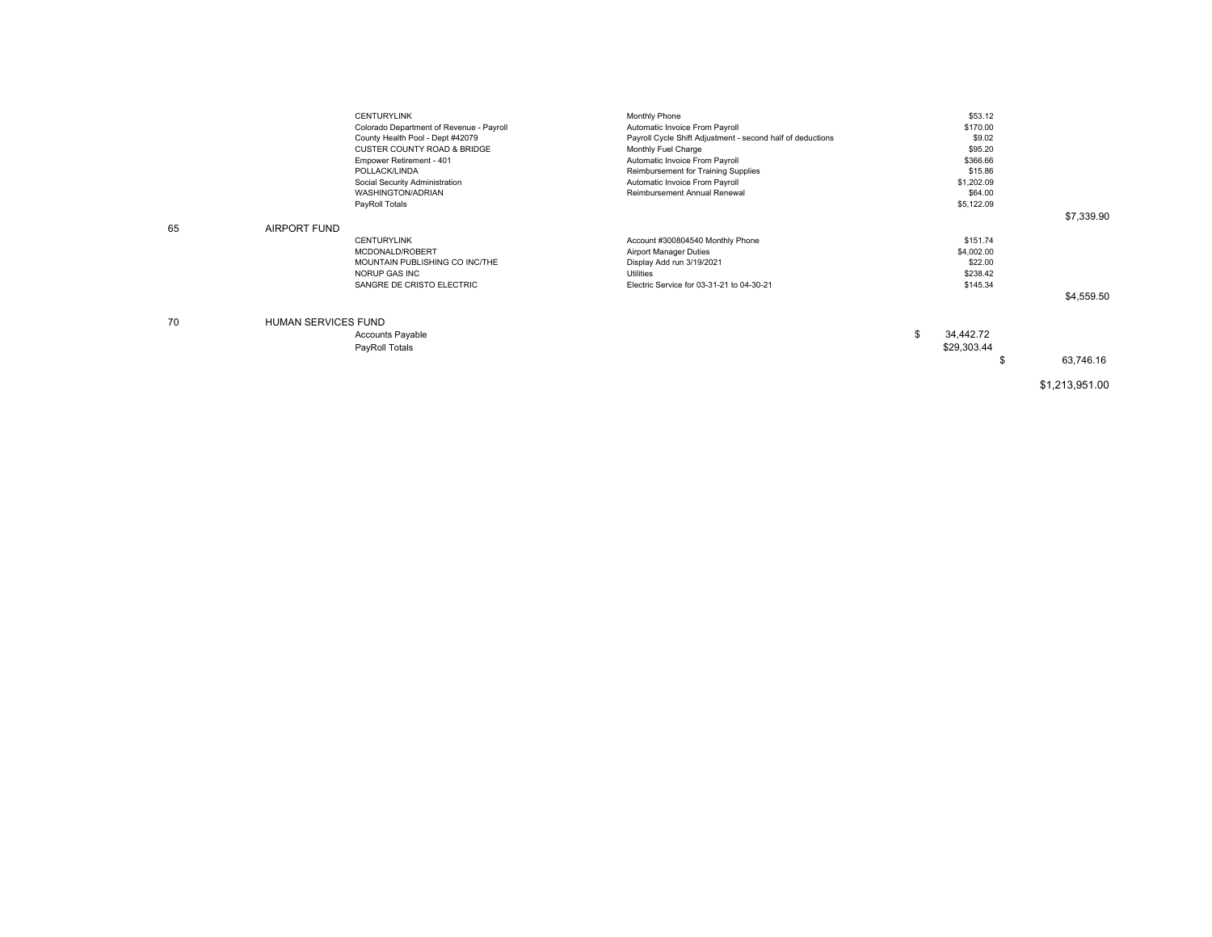| | | | | | |
|---|---|---|---|---|---|
| | | CENTURYLINK | Monthly Phone | $53.12 | |
| | | Colorado Department of Revenue - Payroll | Automatic Invoice From Payroll | $170.00 | |
| | | County Health Pool - Dept #42079 | Payroll Cycle Shift Adjustment - second half of deductions | $9.02 | |
| | | CUSTER COUNTY ROAD & BRIDGE | Monthly Fuel Charge | $95.20 | |
| | | Empower Retirement - 401 | Automatic Invoice From Payroll | $366.66 | |
| | | POLLACK/LINDA | Reimbursement for Training Supplies | $15.86 | |
| | | Social Security Administration | Automatic Invoice From Payroll | $1,202.09 | |
| | | WASHINGTON/ADRIAN | Reimbursement Annual Renewal | $64.00 | |
| | | PayRoll Totals | | $5,122.09 | |
| | | | | | $7,339.90 |
| 65 | AIRPORT FUND | | | | |
| | | CENTURYLINK | Account #300804540 Monthly Phone | $151.74 | |
| | | MCDONALD/ROBERT | Airport Manager Duties | $4,002.00 | |
| | | MOUNTAIN PUBLISHING CO INC/THE | Display Add run 3/19/2021 | $22.00 | |
| | | NORUP GAS INC | Utilities | $238.42 | |
| | | SANGRE DE CRISTO ELECTRIC | Electric Service for 03-31-21 to 04-30-21 | $145.34 | |
| | | | | | $4,559.50 |
| 70 | HUMAN SERVICES FUND | | | | |
| | | Accounts Payable | | $ 34,442.72 | |
| | | PayRoll Totals | | $29,303.44 | |
| | | | | | $ 63,746.16 |
| | | | | | $1,213,951.00 |